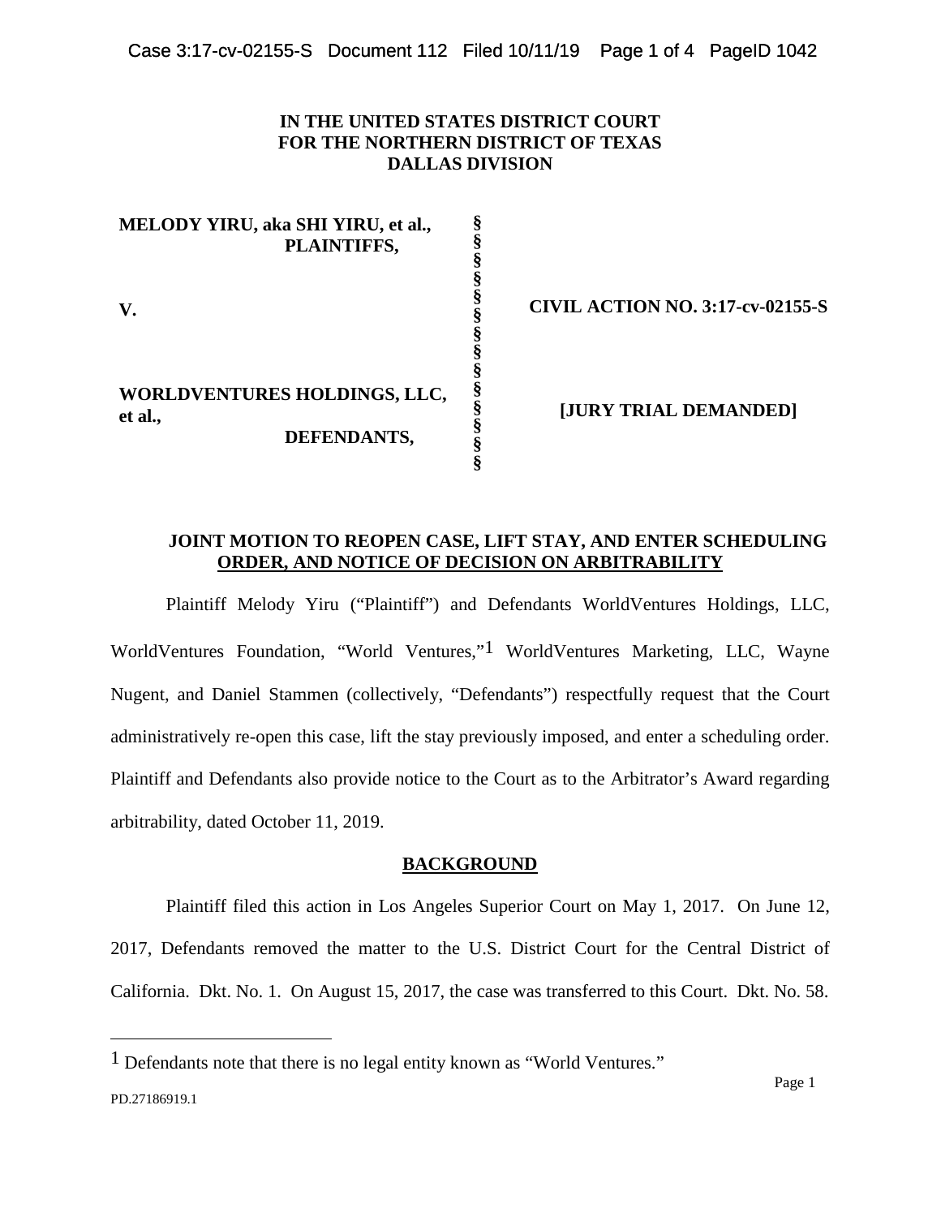**IN THE UNITED STATES DISTRICT COURT**
**FOR THE NORTHERN DISTRICT OF TEXAS**
**DALLAS DIVISION**

| | | |
|---|---|---|
| **MELODY YIRU, aka SHI YIRU, et al., PLAINTIFFS,** | § | |
| **V.** | § | **CIVIL ACTION NO. 3:17-cv-02155-S** |
| **WORLDVENTURES HOLDINGS, LLC, et al., DEFENDANTS,** | § | **[JURY TRIAL DEMANDED]** |

**JOINT MOTION TO REOPEN CASE, LIFT STAY, AND ENTER SCHEDULING ORDER, AND NOTICE OF DECISION ON ARBITRABILITY**

Plaintiff Melody Yiru ("Plaintiff") and Defendants WorldVentures Holdings, LLC, WorldVentures Foundation, "World Ventures,"[1] WorldVentures Marketing, LLC, Wayne Nugent, and Daniel Stammen (collectively, "Defendants") respectfully request that the Court administratively re-open this case, lift the stay previously imposed, and enter a scheduling order. Plaintiff and Defendants also provide notice to the Court as to the Arbitrator's Award regarding arbitrability, dated October 11, 2019.

**BACKGROUND**

Plaintiff filed this action in Los Angeles Superior Court on May 1, 2017. On June 12, 2017, Defendants removed the matter to the U.S. District Court for the Central District of California. Dkt. No. 1. On August 15, 2017, the case was transferred to this Court. Dkt. No. 58.

[1] Defendants note that there is no legal entity known as "World Ventures."

PD.27186919.1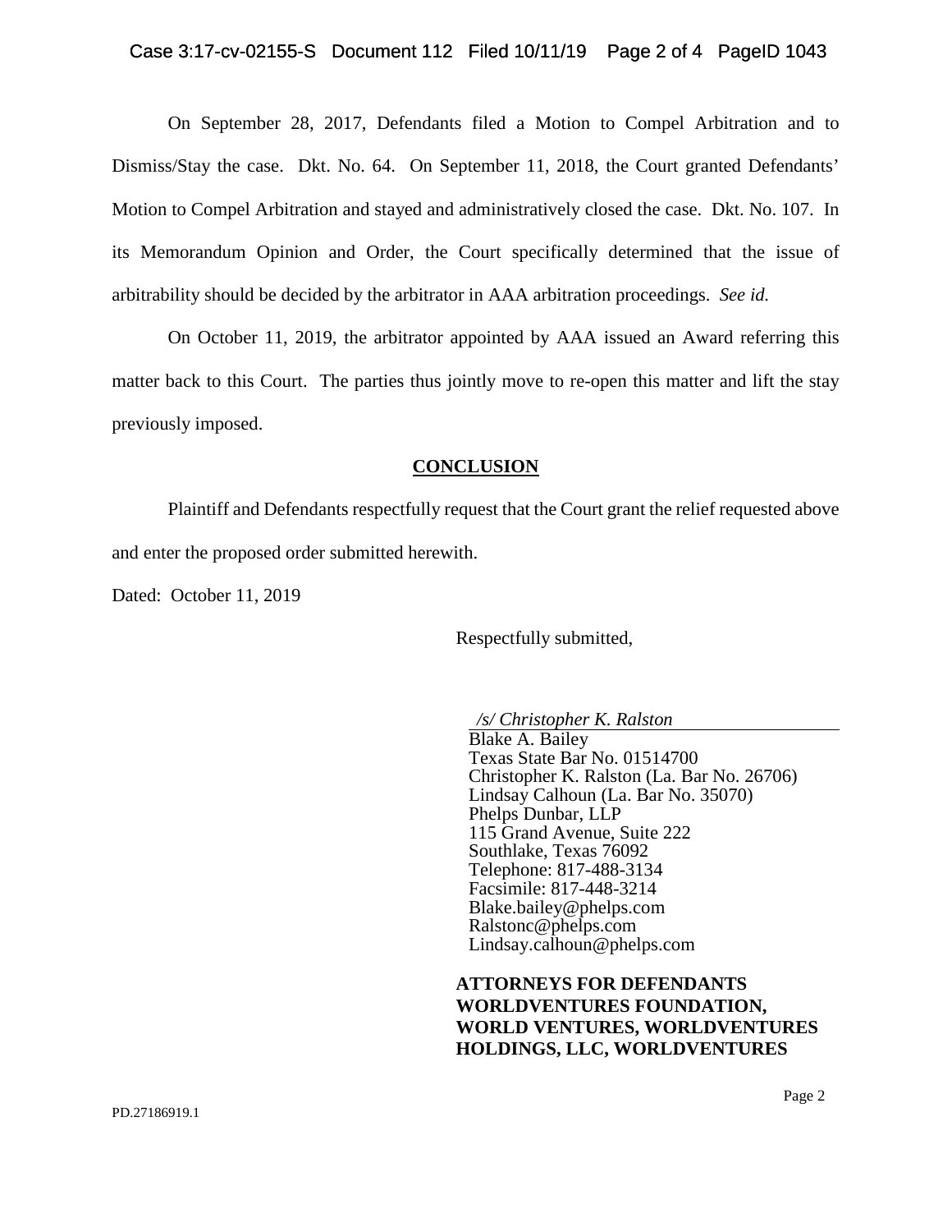On September 28, 2017, Defendants filed a Motion to Compel Arbitration and to Dismiss/Stay the case. Dkt. No. 64. On September 11, 2018, the Court granted Defendants' Motion to Compel Arbitration and stayed and administratively closed the case. Dkt. No. 107. In its Memorandum Opinion and Order, the Court specifically determined that the issue of arbitrability should be decided by the arbitrator in AAA arbitration proceedings. *See id.*

On October 11, 2019, the arbitrator appointed by AAA issued an Award referring this matter back to this Court. The parties thus jointly move to re-open this matter and lift the stay previously imposed.

## CONCLUSION

Plaintiff and Defendants respectfully request that the Court grant the relief requested above and enter the proposed order submitted herewith.

Dated: October 11, 2019

Respectfully submitted,

*/s/ Christopher K. Ralston*
Blake A. Bailey
Texas State Bar No. 01514700
Christopher K. Ralston (La. Bar No. 26706)
Lindsay Calhoun (La. Bar No. 35070)
Phelps Dunbar, LLP
115 Grand Avenue, Suite 222
Southlake, Texas 76092
Telephone: 817-488-3134
Facsimile: 817-448-3214
Blake.bailey@phelps.com
Ralstonc@phelps.com
Lindsay.calhoun@phelps.com

**ATTORNEYS FOR DEFENDANTS WORLDVENTURES FOUNDATION, WORLD VENTURES, WORLDVENTURES HOLDINGS, LLC, WORLDVENTURES**

PD.27186919.1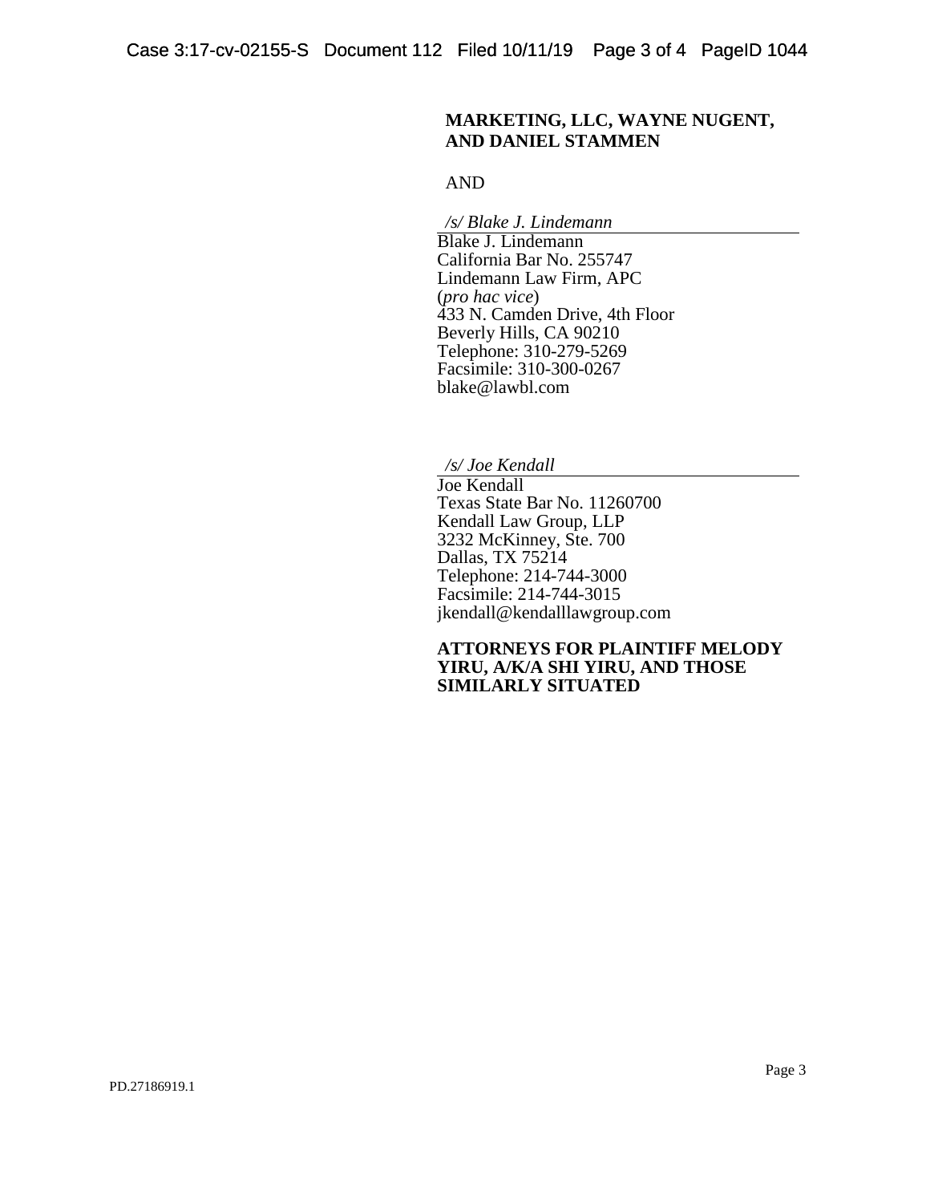**MARKETING, LLC, WAYNE NUGENT, AND DANIEL STAMMEN**

AND

*/s/ Blake J. Lindemann*
Blake J. Lindemann
California Bar No. 255747
Lindemann Law Firm, APC
(*pro hac vice*)
433 N. Camden Drive, 4th Floor
Beverly Hills, CA 90210
Telephone: 310-279-5269
Facsimile: 310-300-0267
blake@lawbl.com

*/s/ Joe Kendall*
Joe Kendall
Texas State Bar No. 11260700
Kendall Law Group, LLP
3232 McKinney, Ste. 700
Dallas, TX 75214
Telephone: 214-744-3000
Facsimile: 214-744-3015
jkendall@kendalllawgroup.com

**ATTORNEYS FOR PLAINTIFF MELODY YIRU, A/K/A SHI YIRU, AND THOSE SIMILARLY SITUATED**

PD.27186919.1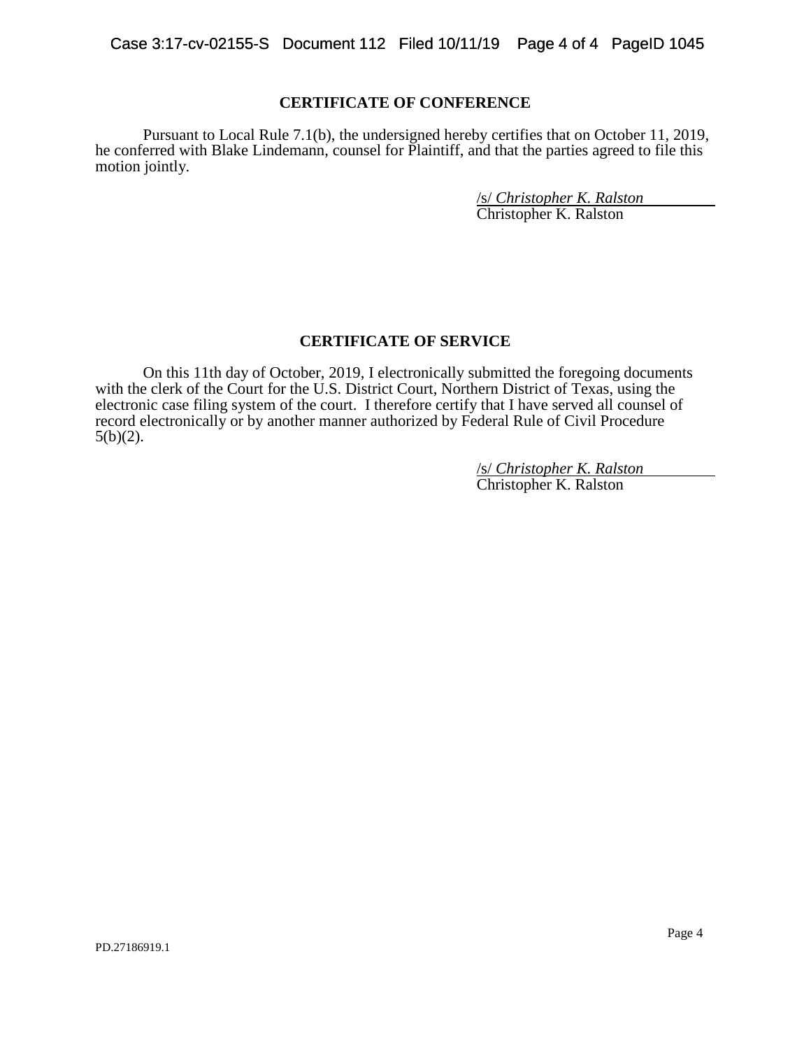## CERTIFICATE OF CONFERENCE

Pursuant to Local Rule 7.1(b), the undersigned hereby certifies that on October 11, 2019, he conferred with Blake Lindemann, counsel for Plaintiff, and that the parties agreed to file this motion jointly.

/s/ *Christopher K. Ralston*
Christopher K. Ralston

## CERTIFICATE OF SERVICE

On this 11th day of October, 2019, I electronically submitted the foregoing documents with the clerk of the Court for the U.S. District Court, Northern District of Texas, using the electronic case filing system of the court. I therefore certify that I have served all counsel of record electronically or by another manner authorized by Federal Rule of Civil Procedure 5(b)(2).

/s/ *Christopher K. Ralston*
Christopher K. Ralston

PD.27186919.1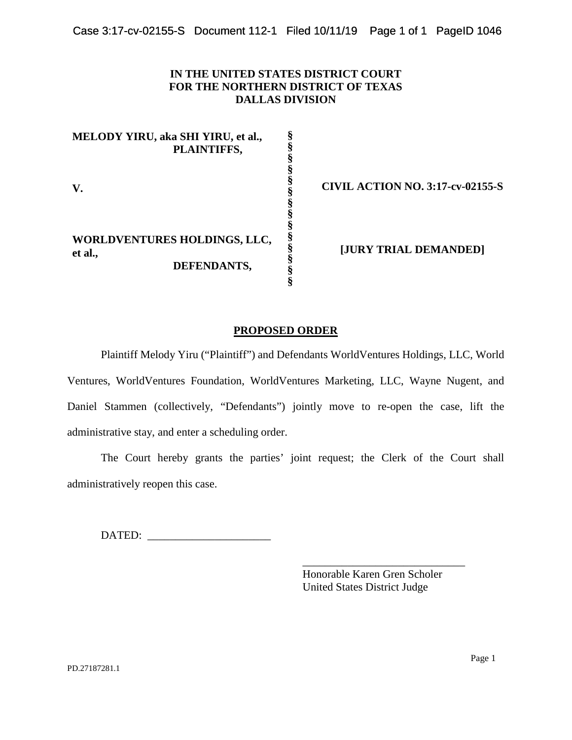**IN THE UNITED STATES DISTRICT COURT**
**FOR THE NORTHERN DISTRICT OF TEXAS**
**DALLAS DIVISION**

| | | |
|---|---|---|
| **MELODY YIRU, aka SHI YIRU, et al.,** **PLAINTIFFS,** | § | |
| **V.** | § | **CIVIL ACTION NO. 3:17-cv-02155-S** |
| **WORLDVENTURES HOLDINGS, LLC, et al.,** **DEFENDANTS,** | § | **[JURY TRIAL DEMANDED]** |

## **PROPOSED ORDER**

Plaintiff Melody Yiru ("Plaintiff") and Defendants WorldVentures Holdings, LLC, World Ventures, WorldVentures Foundation, WorldVentures Marketing, LLC, Wayne Nugent, and Daniel Stammen (collectively, "Defendants") jointly move to re-open the case, lift the administrative stay, and enter a scheduling order.

The Court hereby grants the parties' joint request; the Clerk of the Court shall administratively reopen this case.

DATED: ______________________

_____________________________
Honorable Karen Gren Scholer
United States District Judge

PD.27187281.1